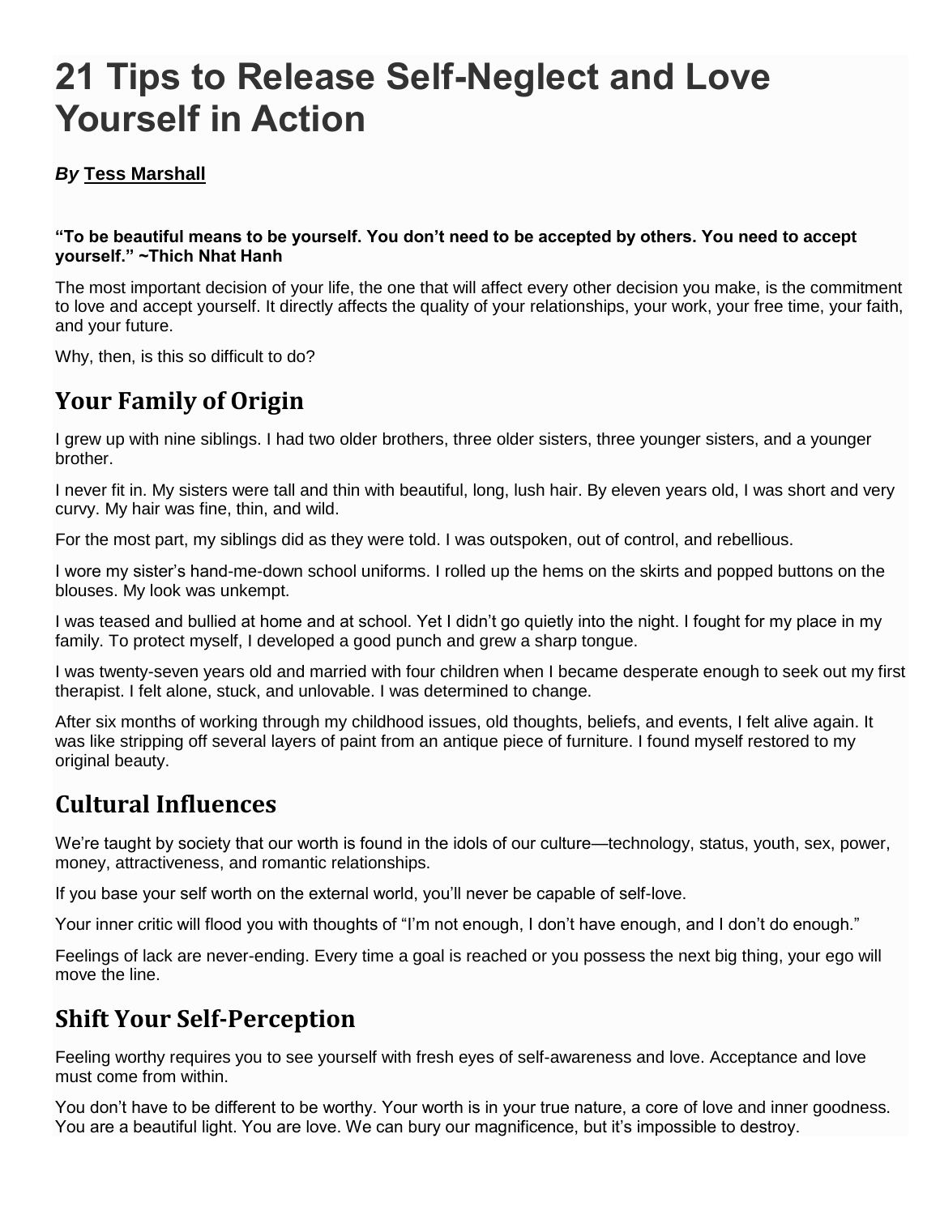# 21 Tips to Release Self-Neglect and Love Yourself in Action

***By* Tess Marshall**

**"To be beautiful means to be yourself. You don't need to be accepted by others. You need to accept yourself." ~Thich Nhat Hanh**

The most important decision of your life, the one that will affect every other decision you make, is the commitment to love and accept yourself. It directly affects the quality of your relationships, your work, your free time, your faith, and your future.

Why, then, is this so difficult to do?

## Your Family of Origin

I grew up with nine siblings. I had two older brothers, three older sisters, three younger sisters, and a younger brother.

I never fit in. My sisters were tall and thin with beautiful, long, lush hair. By eleven years old, I was short and very curvy. My hair was fine, thin, and wild.

For the most part, my siblings did as they were told. I was outspoken, out of control, and rebellious.

I wore my sister's hand-me-down school uniforms. I rolled up the hems on the skirts and popped buttons on the blouses. My look was unkempt.

I was teased and bullied at home and at school. Yet I didn't go quietly into the night. I fought for my place in my family. To protect myself, I developed a good punch and grew a sharp tongue.

I was twenty-seven years old and married with four children when I became desperate enough to seek out my first therapist. I felt alone, stuck, and unlovable. I was determined to change.

After six months of working through my childhood issues, old thoughts, beliefs, and events, I felt alive again. It was like stripping off several layers of paint from an antique piece of furniture. I found myself restored to my original beauty.

## Cultural Influences

We're taught by society that our worth is found in the idols of our culture—technology, status, youth, sex, power, money, attractiveness, and romantic relationships.

If you base your self worth on the external world, you'll never be capable of self-love.

Your inner critic will flood you with thoughts of "I'm not enough, I don't have enough, and I don't do enough."

Feelings of lack are never-ending. Every time a goal is reached or you possess the next big thing, your ego will move the line.

## Shift Your Self-Perception

Feeling worthy requires you to see yourself with fresh eyes of self-awareness and love. Acceptance and love must come from within.

You don't have to be different to be worthy. Your worth is in your true nature, a core of love and inner goodness. You are a beautiful light. You are love. We can bury our magnificence, but it's impossible to destroy.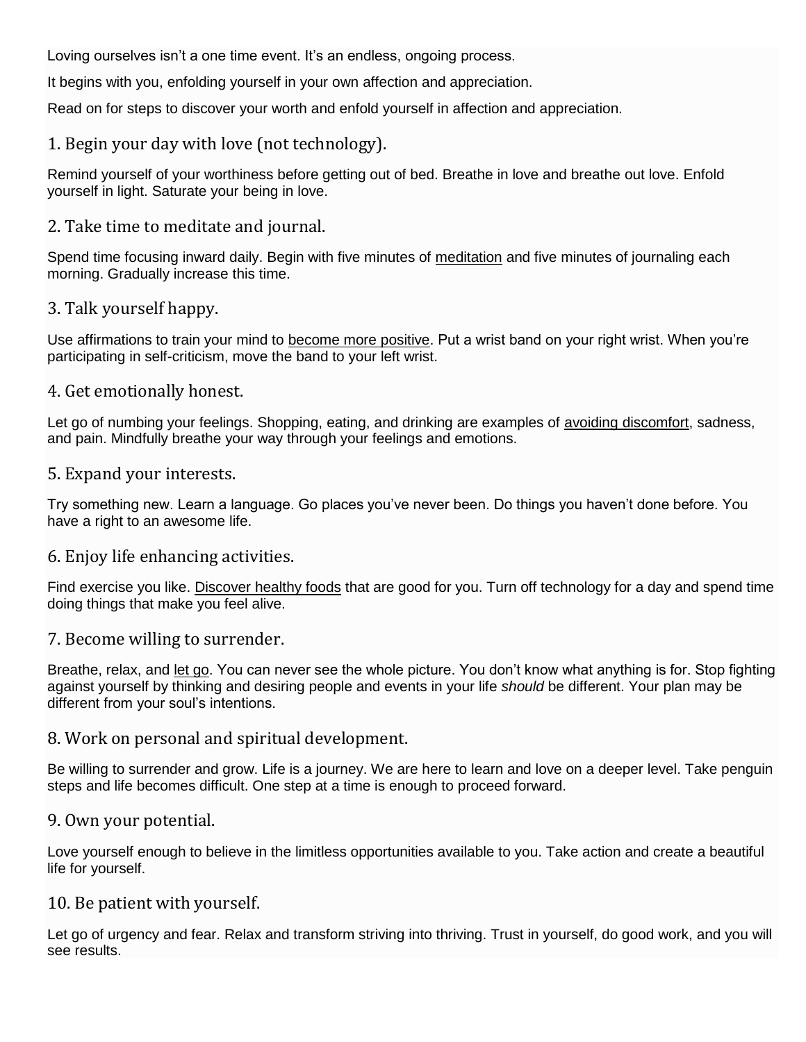Loving ourselves isn't a one time event. It's an endless, ongoing process.

It begins with you, enfolding yourself in your own affection and appreciation.

Read on for steps to discover your worth and enfold yourself in affection and appreciation.

### 1. Begin your day with love (not technology).

Remind yourself of your worthiness before getting out of bed. Breathe in love and breathe out love. Enfold yourself in light. Saturate your being in love.

### 2. Take time to meditate and journal.

Spend time focusing inward daily. Begin with five minutes of meditation and five minutes of journaling each morning. Gradually increase this time.

### 3. Talk yourself happy.

Use affirmations to train your mind to become more positive. Put a wrist band on your right wrist. When you're participating in self-criticism, move the band to your left wrist.

### 4. Get emotionally honest.

Let go of numbing your feelings. Shopping, eating, and drinking are examples of avoiding discomfort, sadness, and pain. Mindfully breathe your way through your feelings and emotions.

### 5. Expand your interests.

Try something new. Learn a language. Go places you've never been. Do things you haven't done before. You have a right to an awesome life.

### 6. Enjoy life enhancing activities.

Find exercise you like. Discover healthy foods that are good for you. Turn off technology for a day and spend time doing things that make you feel alive.

### 7. Become willing to surrender.

Breathe, relax, and let go. You can never see the whole picture. You don't know what anything is for. Stop fighting against yourself by thinking and desiring people and events in your life *should* be different. Your plan may be different from your soul's intentions.

### 8. Work on personal and spiritual development.

Be willing to surrender and grow. Life is a journey. We are here to learn and love on a deeper level. Take penguin steps and life becomes difficult. One step at a time is enough to proceed forward.

### 9. Own your potential.

Love yourself enough to believe in the limitless opportunities available to you. Take action and create a beautiful life for yourself.

### 10. Be patient with yourself.

Let go of urgency and fear. Relax and transform striving into thriving. Trust in yourself, do good work, and you will see results.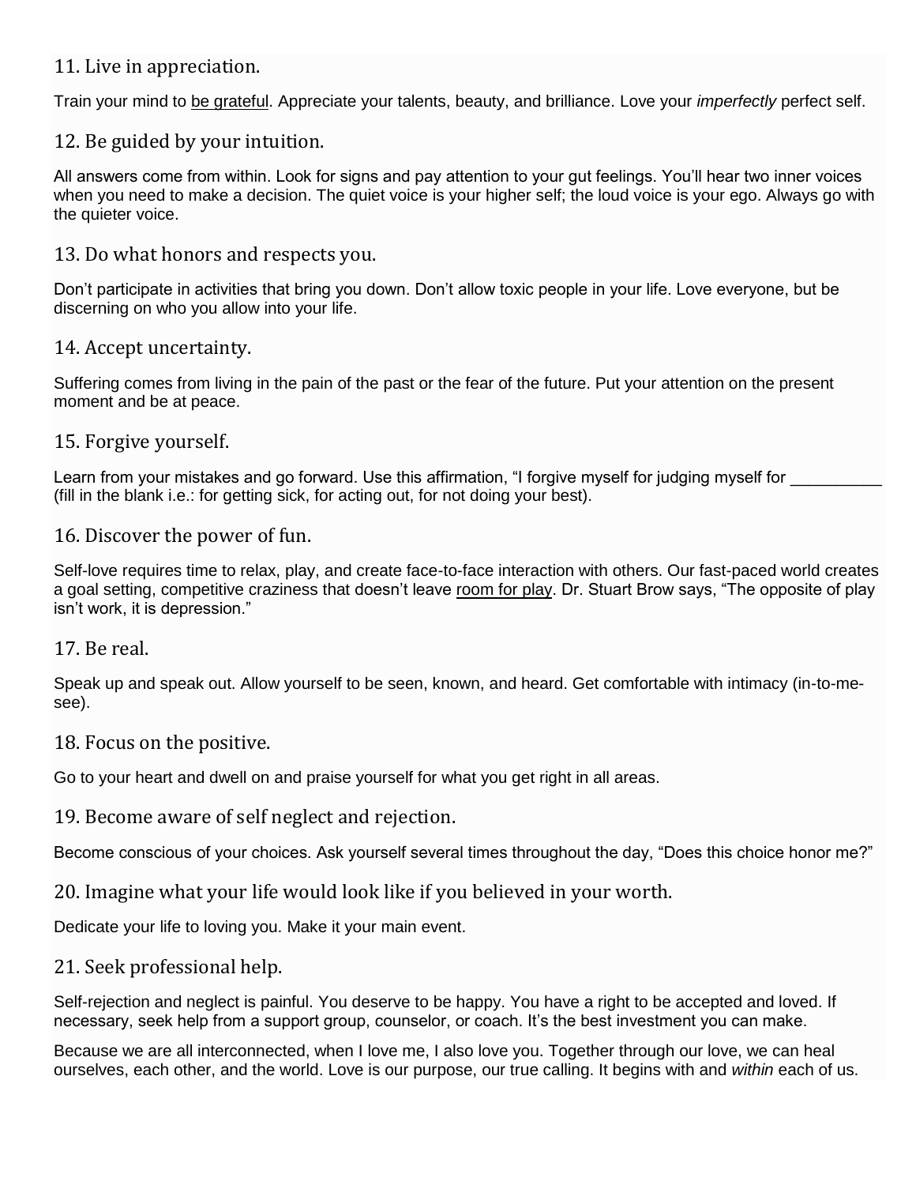## 11. Live in appreciation.

Train your mind to be grateful. Appreciate your talents, beauty, and brilliance. Love your *imperfectly* perfect self.

## 12. Be guided by your intuition.

All answers come from within. Look for signs and pay attention to your gut feelings. You'll hear two inner voices when you need to make a decision. The quiet voice is your higher self; the loud voice is your ego. Always go with the quieter voice.

## 13. Do what honors and respects you.

Don't participate in activities that bring you down. Don't allow toxic people in your life. Love everyone, but be discerning on who you allow into your life.

## 14. Accept uncertainty.

Suffering comes from living in the pain of the past or the fear of the future. Put your attention on the present moment and be at peace.

## 15. Forgive yourself.

Learn from your mistakes and go forward. Use this affirmation, "I forgive myself for judging myself for __________ (fill in the blank i.e.: for getting sick, for acting out, for not doing your best).

## 16. Discover the power of fun.

Self-love requires time to relax, play, and create face-to-face interaction with others. Our fast-paced world creates a goal setting, competitive craziness that doesn't leave room for play. Dr. Stuart Brow says, "The opposite of play isn't work, it is depression."

## 17. Be real.

Speak up and speak out. Allow yourself to be seen, known, and heard. Get comfortable with intimacy (in-to-me-see).

## 18. Focus on the positive.

Go to your heart and dwell on and praise yourself for what you get right in all areas.

## 19. Become aware of self neglect and rejection.

Become conscious of your choices. Ask yourself several times throughout the day, "Does this choice honor me?"

## 20. Imagine what your life would look like if you believed in your worth.

Dedicate your life to loving you. Make it your main event.

## 21. Seek professional help.

Self-rejection and neglect is painful. You deserve to be happy. You have a right to be accepted and loved. If necessary, seek help from a support group, counselor, or coach. It's the best investment you can make.

Because we are all interconnected, when I love me, I also love you. Together through our love, we can heal ourselves, each other, and the world. Love is our purpose, our true calling. It begins with and *within* each of us.